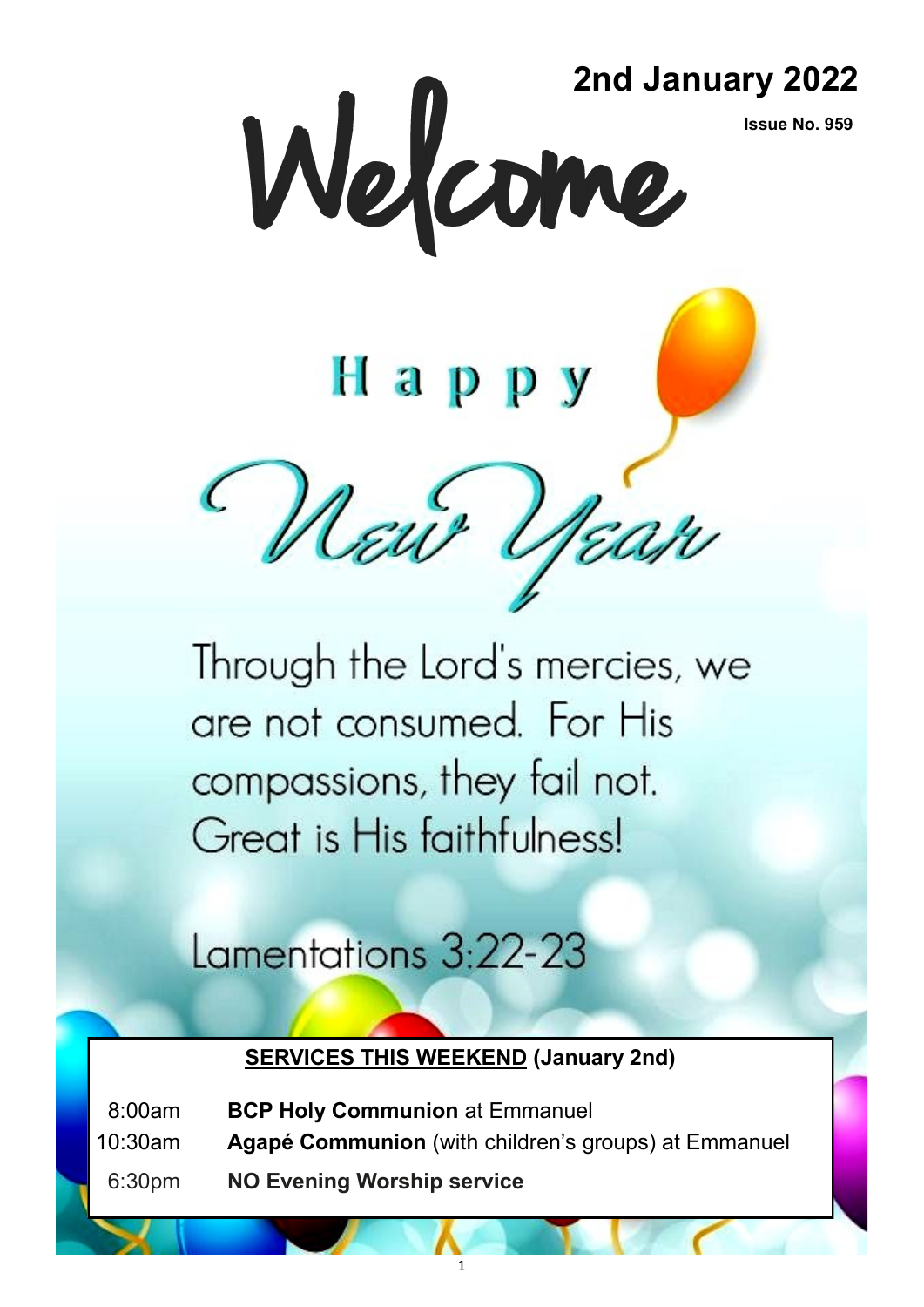# Welcome

**2nd January 2022**

**Issue No. 959**

Happy New Year

Through the Lord's mercies, we are not consumed. For His compassions, they fail not. Great is His faithfulness!

Lamentations 3:22-23

**SERVICES THIS WEEKEND (January 2nd)**

| | |
|---|---|
| 8:00am | **BCP Holy Communion** at Emmanuel |
| 10:30am | **Agapé Communion** (with children's groups) at Emmanuel |
| 6:30pm | **NO Evening Worship service** |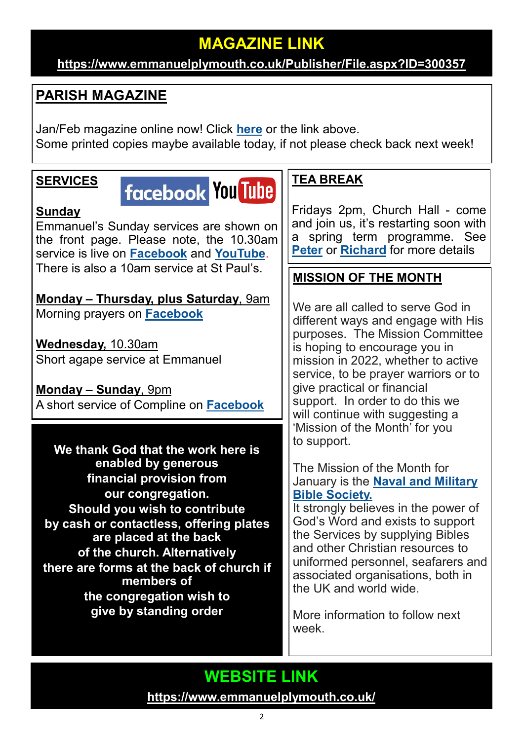## MAGAZINE LINK

**https://www.emmanuelplymouth.co.uk/Publisher/File.aspx?ID=300357**

## PARISH MAGAZINE

Jan/Feb magazine online now! Click **here** or the link above.
Some printed copies maybe available today, if not please check back next week!

## SERVICES

facebook YouTube

**Sunday**
Emmanuel's Sunday services are shown on the front page. Please note, the 10.30am service is live on **Facebook** and **YouTube**. There is also a 10am service at St Paul's.

**Monday – Thursday, plus Saturday**, 9am
Morning prayers on **Facebook**

**Wednesday,** 10.30am
Short agape service at Emmanuel

**Monday – Sunday**, 9pm
A short service of Compline on **Facebook**

**We thank God that the work here is enabled by generous financial provision from our congregation. Should you wish to contribute by cash or contactless, offering plates are placed at the back of the church. Alternatively there are forms at the back of church if members of the congregation wish to give by standing order**

## TEA BREAK

Fridays 2pm, Church Hall - come and join us, it's restarting soon with a spring term programme. See **Peter** or **Richard** for more details

## MISSION OF THE MONTH

We are all called to serve God in different ways and engage with His purposes. The Mission Committee is hoping to encourage you in mission in 2022, whether to active service, to be prayer warriors or to give practical or financial support. In order to do this we will continue with suggesting a 'Mission of the Month' for you to support.

The Mission of the Month for January is the **Naval and Military Bible Society.**
It strongly believes in the power of God's Word and exists to support the Services by supplying Bibles and other Christian resources to uniformed personnel, seafarers and associated organisations, both in the UK and world wide.

More information to follow next week.

## WEBSITE LINK

**https://www.emmanuelplymouth.co.uk/**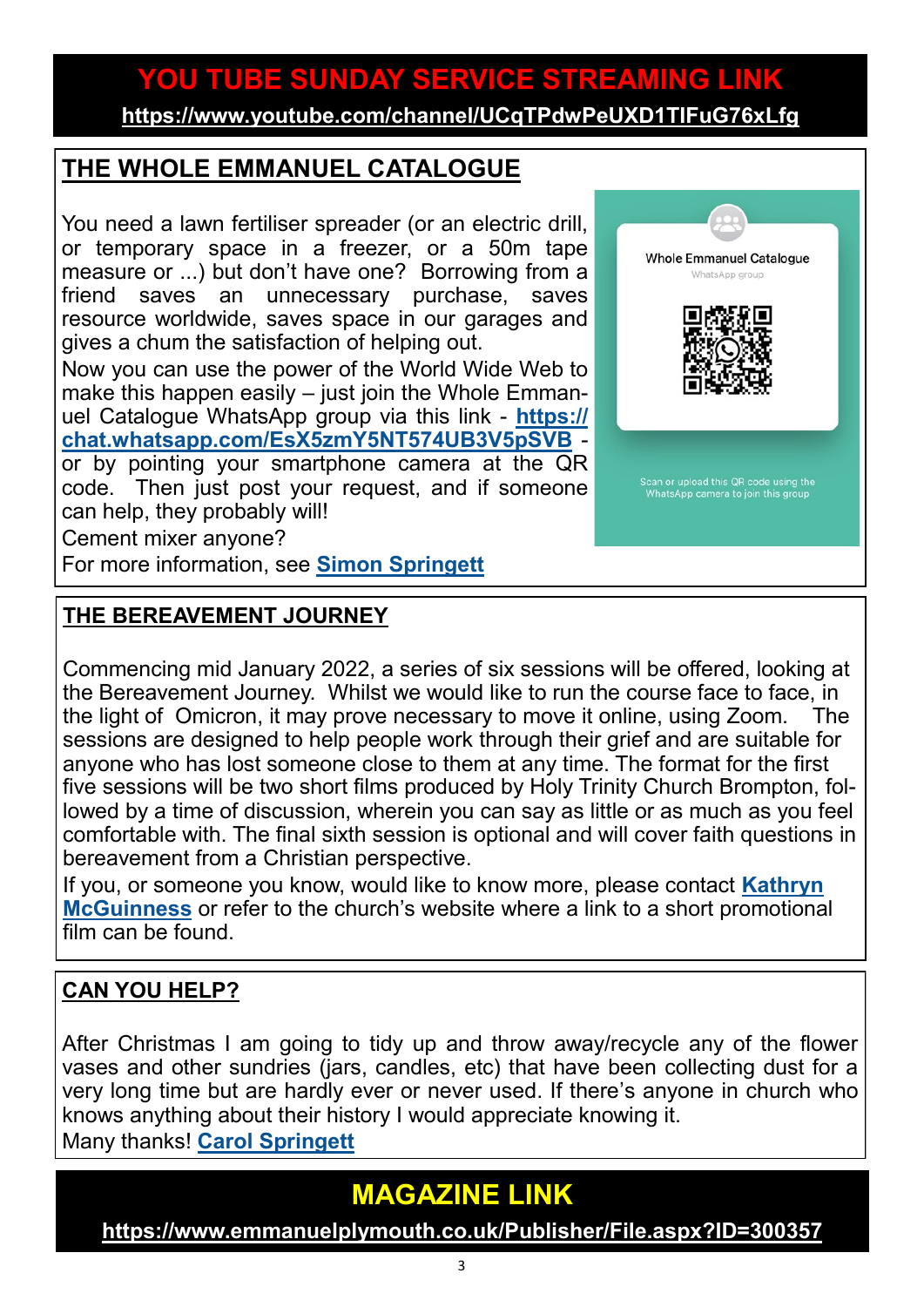## YOU TUBE SUNDAY SERVICE STREAMING LINK

**https://www.youtube.com/channel/UCqTPdwPeUXD1TlFuG76xLfg**

## THE WHOLE EMMANUEL CATALOGUE

You need a lawn fertiliser spreader (or an electric drill, or temporary space in a freezer, or a 50m tape measure or ...) but don't have one? Borrowing from a friend saves an unnecessary purchase, saves resource worldwide, saves space in our garages and gives a chum the satisfaction of helping out.

Now you can use the power of the World Wide Web to make this happen easily – just join the Whole Emmanuel Catalogue WhatsApp group via this link - **https://chat.whatsapp.com/EsX5zmY5NT574UB3V5pSVB** - or by pointing your smartphone camera at the QR code. Then just post your request, and if someone can help, they probably will!

Cement mixer anyone?

For more information, see **Simon Springett**

Whole Emmanuel Catalogue
WhatsApp group

Scan or upload this QR code using the WhatsApp camera to join this group

## THE BEREAVEMENT JOURNEY

Commencing mid January 2022, a series of six sessions will be offered, looking at the Bereavement Journey. Whilst we would like to run the course face to face, in the light of Omicron, it may prove necessary to move it online, using Zoom. The sessions are designed to help people work through their grief and are suitable for anyone who has lost someone close to them at any time. The format for the first five sessions will be two short films produced by Holy Trinity Church Brompton, followed by a time of discussion, wherein you can say as little or as much as you feel comfortable with. The final sixth session is optional and will cover faith questions in bereavement from a Christian perspective.

If you, or someone you know, would like to know more, please contact **Kathryn McGuinness** or refer to the church's website where a link to a short promotional film can be found.

## CAN YOU HELP?

After Christmas I am going to tidy up and throw away/recycle any of the flower vases and other sundries (jars, candles, etc) that have been collecting dust for a very long time but are hardly ever or never used. If there's anyone in church who knows anything about their history I would appreciate knowing it.

Many thanks! **Carol Springett**

## MAGAZINE LINK

**https://www.emmanuelplymouth.co.uk/Publisher/File.aspx?ID=300357**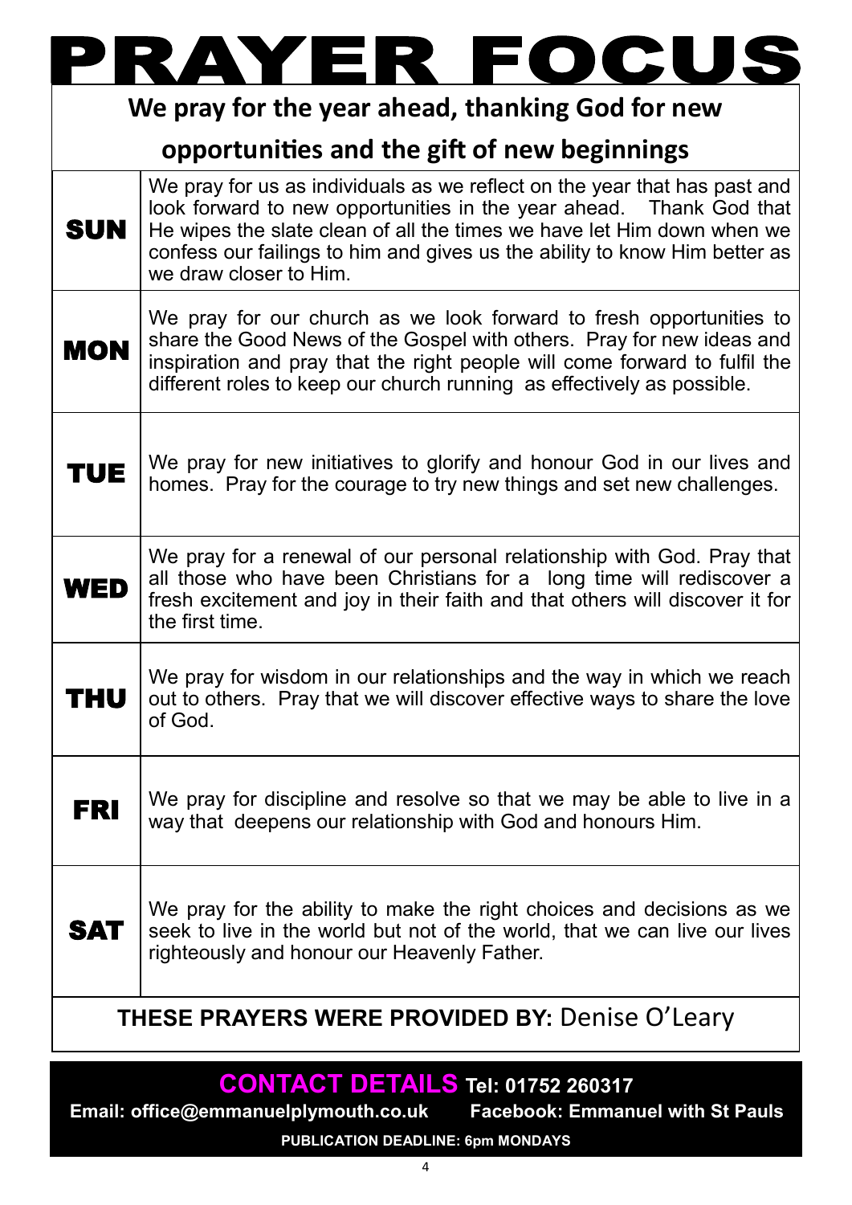# PRAYER FOCUS

**We pray for the year ahead, thanking God for new opportunities and the gift of new beginnings**

| | |
|---|---|
| **SUN** | We pray for us as individuals as we reflect on the year that has past and look forward to new opportunities in the year ahead. Thank God that He wipes the slate clean of all the times we have let Him down when we confess our failings to him and gives us the ability to know Him better as we draw closer to Him. |
| **MON** | We pray for our church as we look forward to fresh opportunities to share the Good News of the Gospel with others. Pray for new ideas and inspiration and pray that the right people will come forward to fulfil the different roles to keep our church running as effectively as possible. |
| **TUE** | We pray for new initiatives to glorify and honour God in our lives and homes. Pray for the courage to try new things and set new challenges. |
| **WED** | We pray for a renewal of our personal relationship with God. Pray that all those who have been Christians for a long time will rediscover a fresh excitement and joy in their faith and that others will discover it for the first time. |
| **THU** | We pray for wisdom in our relationships and the way in which we reach out to others. Pray that we will discover effective ways to share the love of God. |
| **FRI** | We pray for discipline and resolve so that we may be able to live in a way that deepens our relationship with God and honours Him. |
| **SAT** | We pray for the ability to make the right choices and decisions as we seek to live in the world but not of the world, that we can live our lives righteously and honour our Heavenly Father. |

**THESE PRAYERS WERE PROVIDED BY:** Denise O'Leary

**CONTACT DETAILS Tel: 01752 260317**

**Email: office@emmanuelplymouth.co.uk Facebook: Emmanuel with St Pauls**

**PUBLICATION DEADLINE: 6pm MONDAYS**